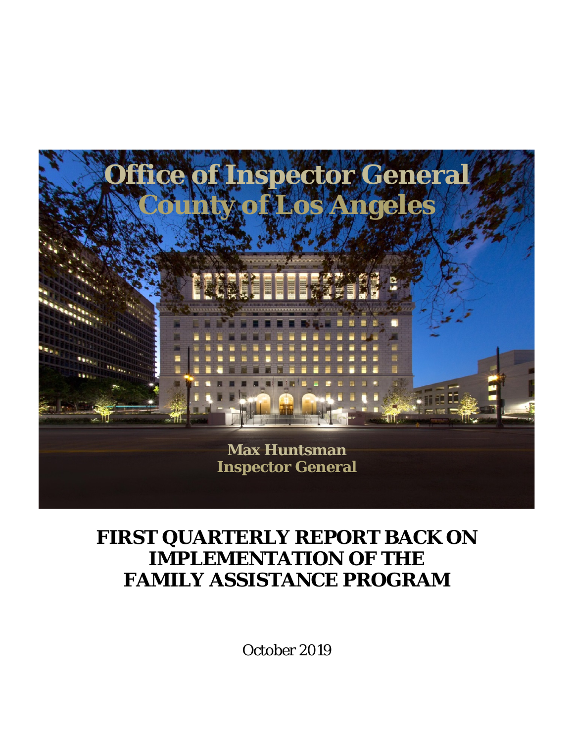# Office of Inspector General
# County of Los Angeles

**Max Huntsman**
**Inspector General**

# FIRST QUARTERLY REPORT BACK ON IMPLEMENTATION OF THE FAMILY ASSISTANCE PROGRAM

October 2019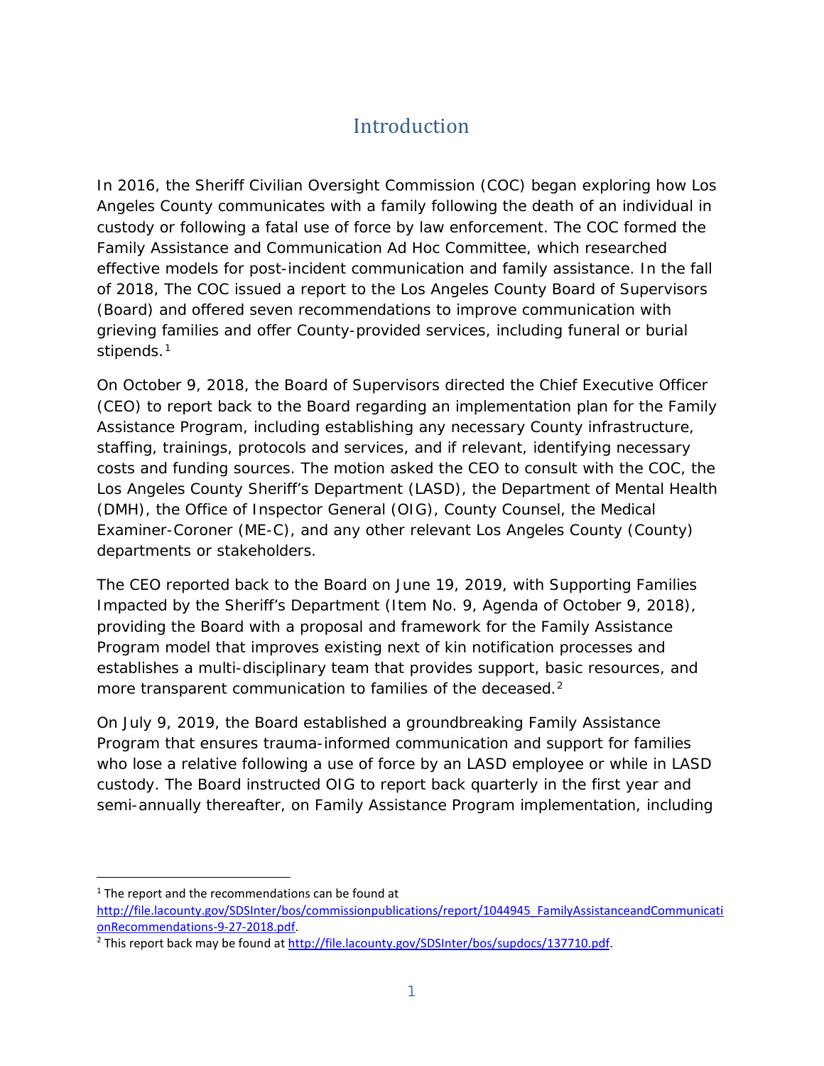# Introduction

In 2016, the Sheriff Civilian Oversight Commission (COC) began exploring how Los Angeles County communicates with a family following the death of an individual in custody or following a fatal use of force by law enforcement. The COC formed the Family Assistance and Communication Ad Hoc Committee, which researched effective models for post-incident communication and family assistance. In the fall of 2018, The COC issued a report to the Los Angeles County Board of Supervisors (Board) and offered seven recommendations to improve communication with grieving families and offer County-provided services, including funeral or burial stipends.[1]

On October 9, 2018, the Board of Supervisors directed the Chief Executive Officer (CEO) to report back to the Board regarding an implementation plan for the Family Assistance Program, including establishing any necessary County infrastructure, staffing, trainings, protocols and services, and if relevant, identifying necessary costs and funding sources. The motion asked the CEO to consult with the COC, the Los Angeles County Sheriff's Department (LASD), the Department of Mental Health (DMH), the Office of Inspector General (OIG), County Counsel, the Medical Examiner-Coroner (ME-C), and any other relevant Los Angeles County (County) departments or stakeholders.

The CEO reported back to the Board on June 19, 2019, with Supporting Families Impacted by the Sheriff's Department (Item No. 9, Agenda of October 9, 2018), providing the Board with a proposal and framework for the Family Assistance Program model that improves existing next of kin notification processes and establishes a multi-disciplinary team that provides support, basic resources, and more transparent communication to families of the deceased.[2]

On July 9, 2019, the Board established a groundbreaking Family Assistance Program that ensures trauma-informed communication and support for families who lose a relative following a use of force by an LASD employee or while in LASD custody. The Board instructed OIG to report back quarterly in the first year and semi-annually thereafter, on Family Assistance Program implementation, including

---

[1] The report and the recommendations can be found at http://file.lacounty.gov/SDSInter/bos/commissionpublications/report/1044945_FamilyAssistanceandCommunicationRecommendations-9-27-2018.pdf.

[2] This report back may be found at http://file.lacounty.gov/SDSInter/bos/supdocs/137710.pdf.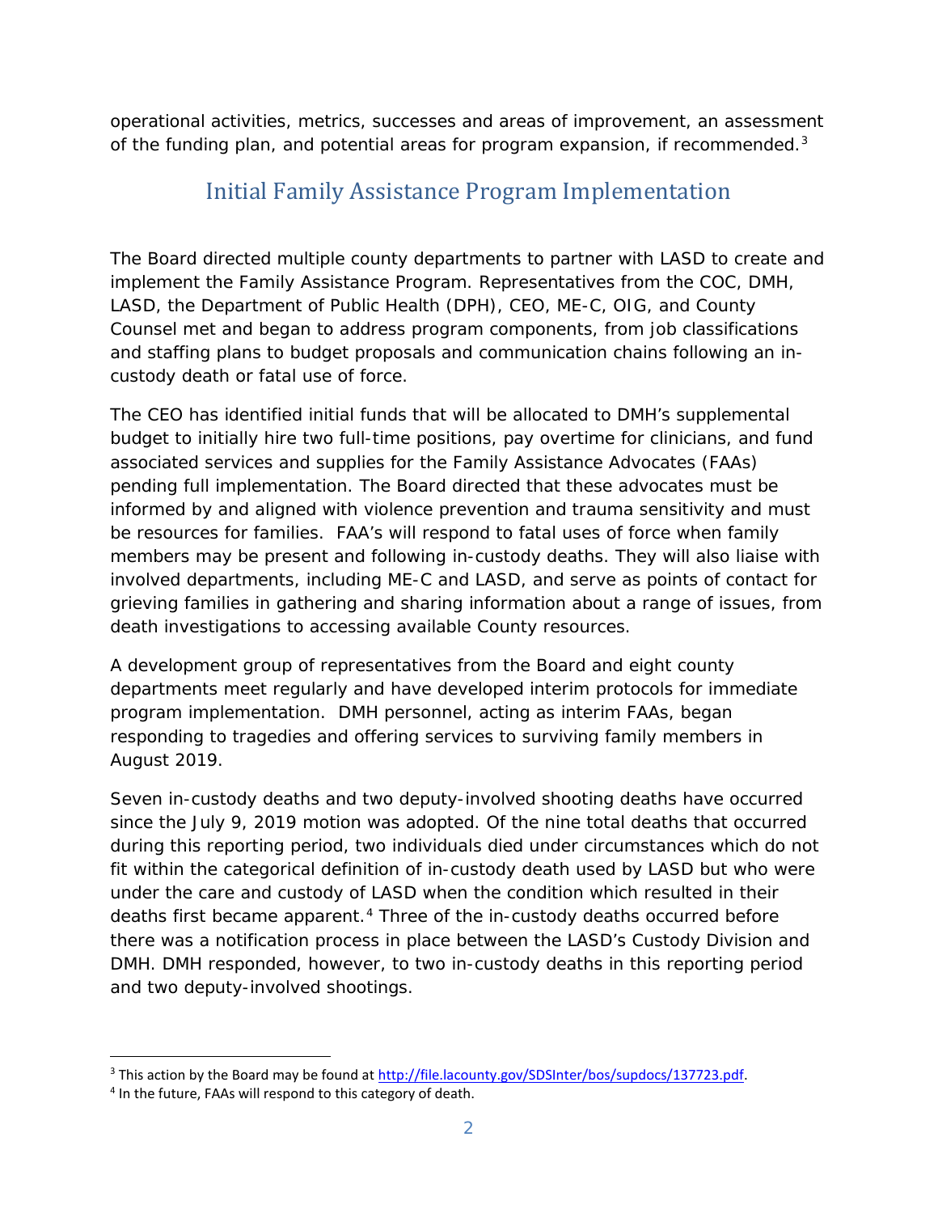operational activities, metrics, successes and areas of improvement, an assessment of the funding plan, and potential areas for program expansion, if recommended.[3]

## Initial Family Assistance Program Implementation

The Board directed multiple county departments to partner with LASD to create and implement the Family Assistance Program. Representatives from the COC, DMH, LASD, the Department of Public Health (DPH), CEO, ME-C, OIG, and County Counsel met and began to address program components, from job classifications and staffing plans to budget proposals and communication chains following an in-custody death or fatal use of force.

The CEO has identified initial funds that will be allocated to DMH's supplemental budget to initially hire two full-time positions, pay overtime for clinicians, and fund associated services and supplies for the Family Assistance Advocates (FAAs) pending full implementation. The Board directed that these advocates must be informed by and aligned with violence prevention and trauma sensitivity and must be resources for families. FAA's will respond to fatal uses of force when family members may be present and following in-custody deaths. They will also liaise with involved departments, including ME-C and LASD, and serve as points of contact for grieving families in gathering and sharing information about a range of issues, from death investigations to accessing available County resources.

A development group of representatives from the Board and eight county departments meet regularly and have developed interim protocols for immediate program implementation. DMH personnel, acting as interim FAAs, began responding to tragedies and offering services to surviving family members in August 2019.

Seven in-custody deaths and two deputy-involved shooting deaths have occurred since the July 9, 2019 motion was adopted. Of the nine total deaths that occurred during this reporting period, two individuals died under circumstances which do not fit within the categorical definition of in-custody death used by LASD but who were under the care and custody of LASD when the condition which resulted in their deaths first became apparent.[4] Three of the in-custody deaths occurred before there was a notification process in place between the LASD's Custody Division and DMH. DMH responded, however, to two in-custody deaths in this reporting period and two deputy-involved shootings.

---

[3] This action by the Board may be found at http://file.lacounty.gov/SDSInter/bos/supdocs/137723.pdf.

[4] In the future, FAAs will respond to this category of death.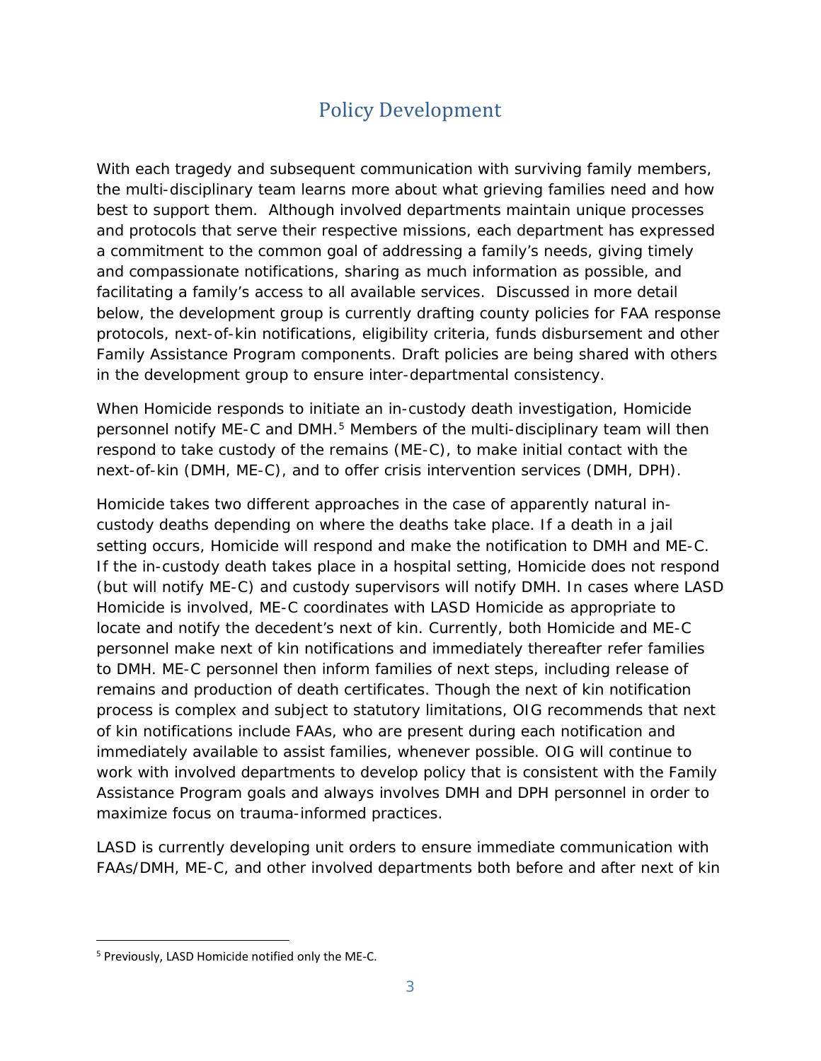# Policy Development

With each tragedy and subsequent communication with surviving family members, the multi-disciplinary team learns more about what grieving families need and how best to support them. Although involved departments maintain unique processes and protocols that serve their respective missions, each department has expressed a commitment to the common goal of addressing a family's needs, giving timely and compassionate notifications, sharing as much information as possible, and facilitating a family's access to all available services. Discussed in more detail below, the development group is currently drafting county policies for FAA response protocols, next-of-kin notifications, eligibility criteria, funds disbursement and other Family Assistance Program components. Draft policies are being shared with others in the development group to ensure inter-departmental consistency.

When Homicide responds to initiate an in-custody death investigation, Homicide personnel notify ME-C and DMH.[5] Members of the multi-disciplinary team will then respond to take custody of the remains (ME-C), to make initial contact with the next-of-kin (DMH, ME-C), and to offer crisis intervention services (DMH, DPH).

Homicide takes two different approaches in the case of apparently natural in-custody deaths depending on where the deaths take place. If a death in a jail setting occurs, Homicide will respond and make the notification to DMH and ME-C. If the in-custody death takes place in a hospital setting, Homicide does not respond (but will notify ME-C) and custody supervisors will notify DMH. In cases where LASD Homicide is involved, ME-C coordinates with LASD Homicide as appropriate to locate and notify the decedent's next of kin. Currently, both Homicide and ME-C personnel make next of kin notifications and immediately thereafter refer families to DMH. ME-C personnel then inform families of next steps, including release of remains and production of death certificates. Though the next of kin notification process is complex and subject to statutory limitations, OIG recommends that next of kin notifications include FAAs, who are present during each notification and immediately available to assist families, whenever possible. OIG will continue to work with involved departments to develop policy that is consistent with the Family Assistance Program goals and always involves DMH and DPH personnel in order to maximize focus on trauma-informed practices.

LASD is currently developing unit orders to ensure immediate communication with FAAs/DMH, ME-C, and other involved departments both before and after next of kin

---

[5] Previously, LASD Homicide notified only the ME-C.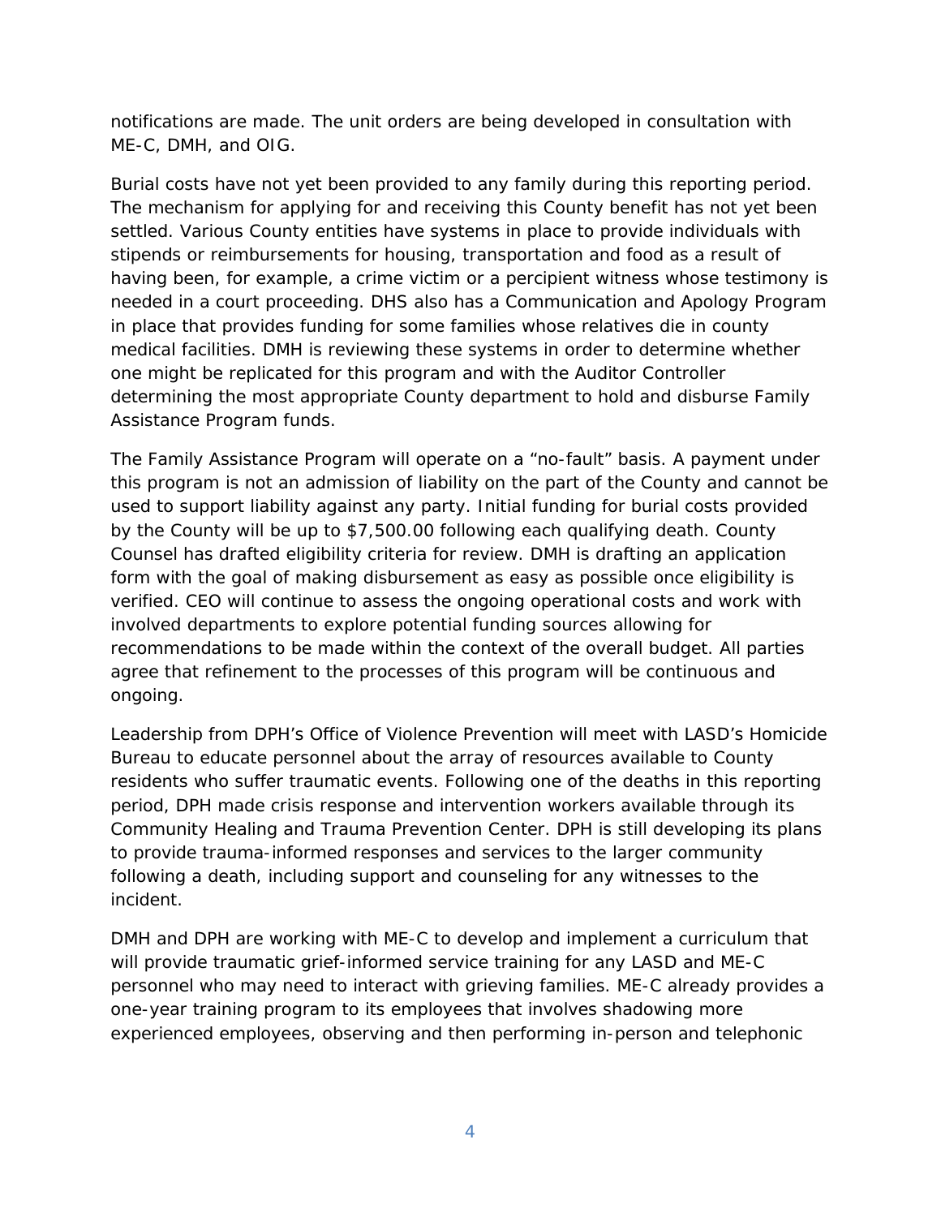notifications are made. The unit orders are being developed in consultation with ME-C, DMH, and OIG.

Burial costs have not yet been provided to any family during this reporting period. The mechanism for applying for and receiving this County benefit has not yet been settled. Various County entities have systems in place to provide individuals with stipends or reimbursements for housing, transportation and food as a result of having been, for example, a crime victim or a percipient witness whose testimony is needed in a court proceeding. DHS also has a Communication and Apology Program in place that provides funding for some families whose relatives die in county medical facilities. DMH is reviewing these systems in order to determine whether one might be replicated for this program and with the Auditor Controller determining the most appropriate County department to hold and disburse Family Assistance Program funds.

The Family Assistance Program will operate on a "no-fault" basis. A payment under this program is not an admission of liability on the part of the County and cannot be used to support liability against any party. Initial funding for burial costs provided by the County will be up to $7,500.00 following each qualifying death. County Counsel has drafted eligibility criteria for review. DMH is drafting an application form with the goal of making disbursement as easy as possible once eligibility is verified. CEO will continue to assess the ongoing operational costs and work with involved departments to explore potential funding sources allowing for recommendations to be made within the context of the overall budget. All parties agree that refinement to the processes of this program will be continuous and ongoing.

Leadership from DPH's Office of Violence Prevention will meet with LASD's Homicide Bureau to educate personnel about the array of resources available to County residents who suffer traumatic events. Following one of the deaths in this reporting period, DPH made crisis response and intervention workers available through its Community Healing and Trauma Prevention Center. DPH is still developing its plans to provide trauma-informed responses and services to the larger community following a death, including support and counseling for any witnesses to the incident.

DMH and DPH are working with ME-C to develop and implement a curriculum that will provide traumatic grief-informed service training for any LASD and ME-C personnel who may need to interact with grieving families. ME-C already provides a one-year training program to its employees that involves shadowing more experienced employees, observing and then performing in-person and telephonic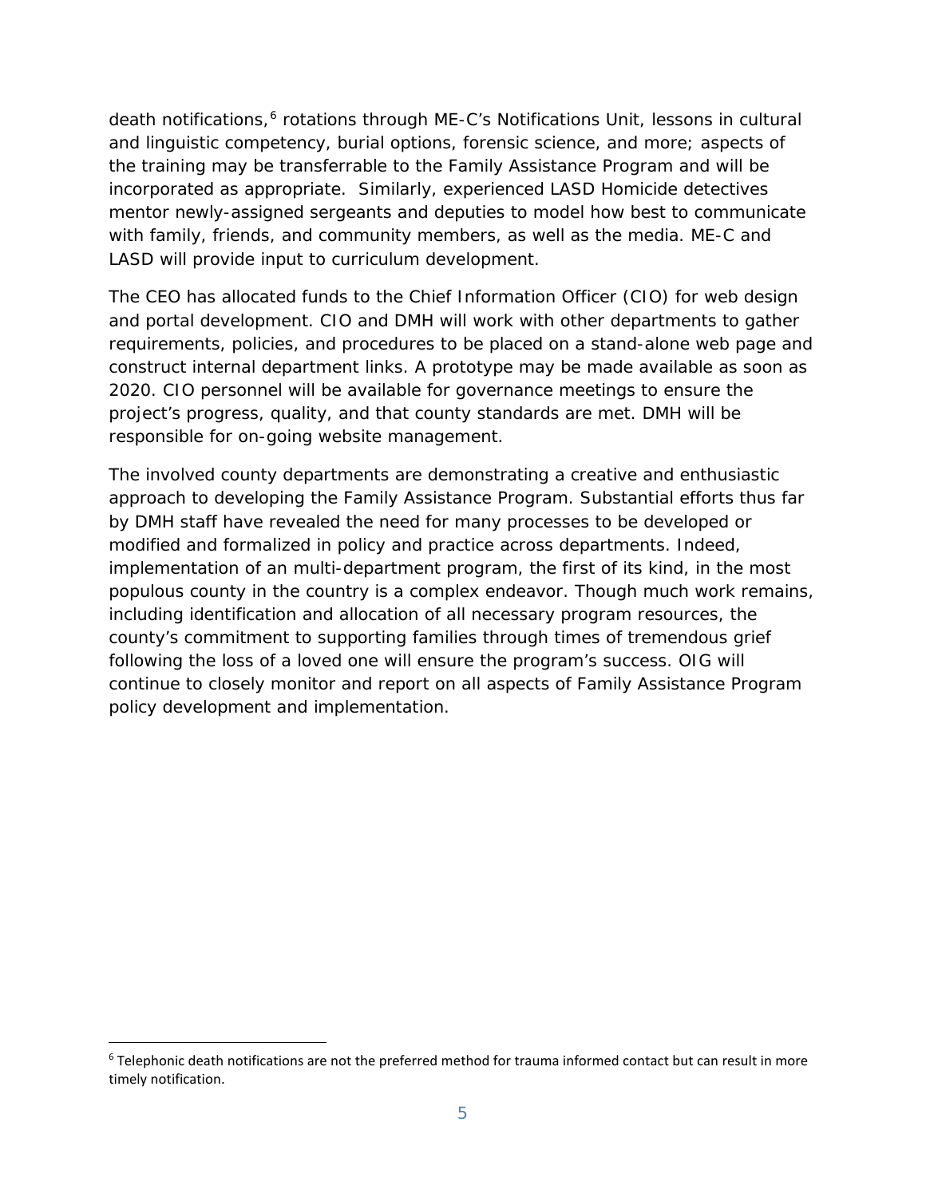death notifications,[6] rotations through ME-C's Notifications Unit, lessons in cultural and linguistic competency, burial options, forensic science, and more; aspects of the training may be transferrable to the Family Assistance Program and will be incorporated as appropriate. Similarly, experienced LASD Homicide detectives mentor newly-assigned sergeants and deputies to model how best to communicate with family, friends, and community members, as well as the media. ME-C and LASD will provide input to curriculum development.

The CEO has allocated funds to the Chief Information Officer (CIO) for web design and portal development. CIO and DMH will work with other departments to gather requirements, policies, and procedures to be placed on a stand-alone web page and construct internal department links. A prototype may be made available as soon as 2020. CIO personnel will be available for governance meetings to ensure the project's progress, quality, and that county standards are met. DMH will be responsible for on-going website management.

The involved county departments are demonstrating a creative and enthusiastic approach to developing the Family Assistance Program. Substantial efforts thus far by DMH staff have revealed the need for many processes to be developed or modified and formalized in policy and practice across departments. Indeed, implementation of an multi-department program, the first of its kind, in the most populous county in the country is a complex endeavor. Though much work remains, including identification and allocation of all necessary program resources, the county's commitment to supporting families through times of tremendous grief following the loss of a loved one will ensure the program's success. OIG will continue to closely monitor and report on all aspects of Family Assistance Program policy development and implementation.

---

[6] Telephonic death notifications are not the preferred method for trauma informed contact but can result in more timely notification.